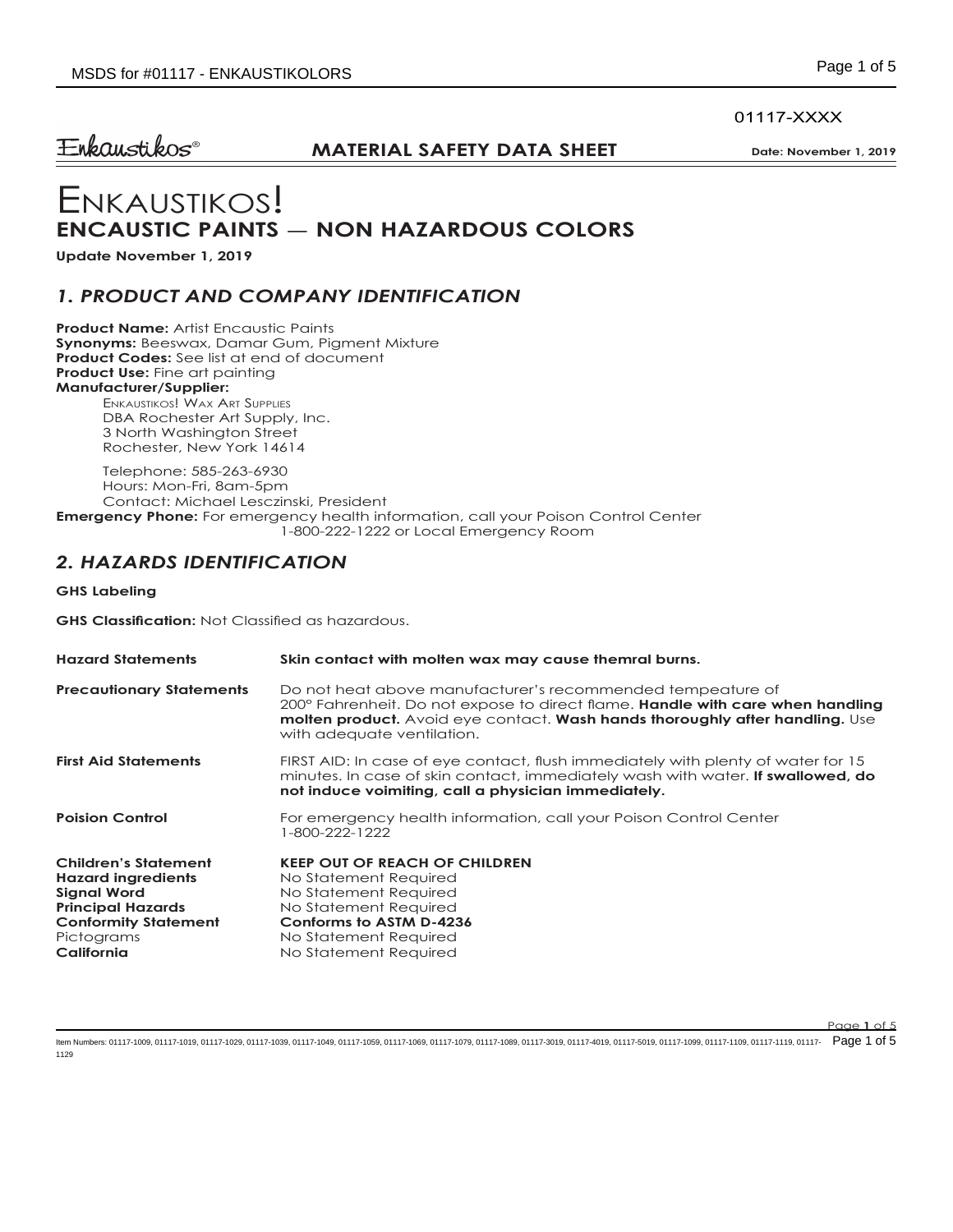01117-XXXX

Enkaustikos®

**MATERIAL SAFETY DATA SHEET** **Date: November 1, 2019**

# ENKAUSTIKOS!

## ENCAUSTIC PAINTS — NON HAZARDOUS COLORS

**Update November 1, 2019**

## *1. PRODUCT AND COMPANY IDENTIFICATION*

**Product Name:** Artist Encaustic Paints
**Synonyms:** Beeswax, Damar Gum, Pigment Mixture
**Product Codes:** See list at end of document
**Product Use:** Fine art painting
**Manufacturer/Supplier:**

ENKAUSTIKOS! WAX ART SUPPLIES
DBA Rochester Art Supply, Inc.
3 North Washington Street
Rochester, New York 14614

Telephone: 585-263-6930
Hours: Mon-Fri, 8am-5pm
Contact: Michael Lesczinski, President

**Emergency Phone:** For emergency health information, call your Poison Control Center 1-800-222-1222 or Local Emergency Room

## *2. HAZARDS IDENTIFICATION*

**GHS Labeling**

**GHS Classification:** Not Classified as hazardous.

| | |
|---|---|
| **Hazard Statements** | **Skin contact with molten wax may cause themral burns.** |
| **Precautionary Statements** | Do not heat above manufacturer's recommended tempeature of 200° Fahrenheit. Do not expose to direct flame. **Handle with care when handling molten product.** Avoid eye contact. **Wash hands thoroughly after handling.** Use with adequate ventilation. |
| **First Aid Statements** | FIRST AID: In case of eye contact, flush immediately with plenty of water for 15 minutes. In case of skin contact, immediately wash with water. **If swallowed, do not induce voimiting, call a physician immediately.** |
| **Poision Control** | For emergency health information, call your Poison Control Center 1-800-222-1222 |
| **Children's Statement** | **KEEP OUT OF REACH OF CHILDREN** |
| **Hazard ingredients** | No Statement Required |
| **Signal Word** | No Statement Required |
| **Principal Hazards** | No Statement Required |
| **Conformity Statement** | **Conforms to ASTM D-4236** |
| Pictograms | No Statement Required |
| **California** | No Statement Required |

Item Numbers: 01117-1009, 01117-1019, 01117-1029, 01117-1039, 01117-1049, 01117-1059, 01117-1069, 01117-1079, 01117-1089, 01117-3019, 01117-4019, 01117-5019, 01117-1099, 01117-1109, 01117-1119, 01117-1129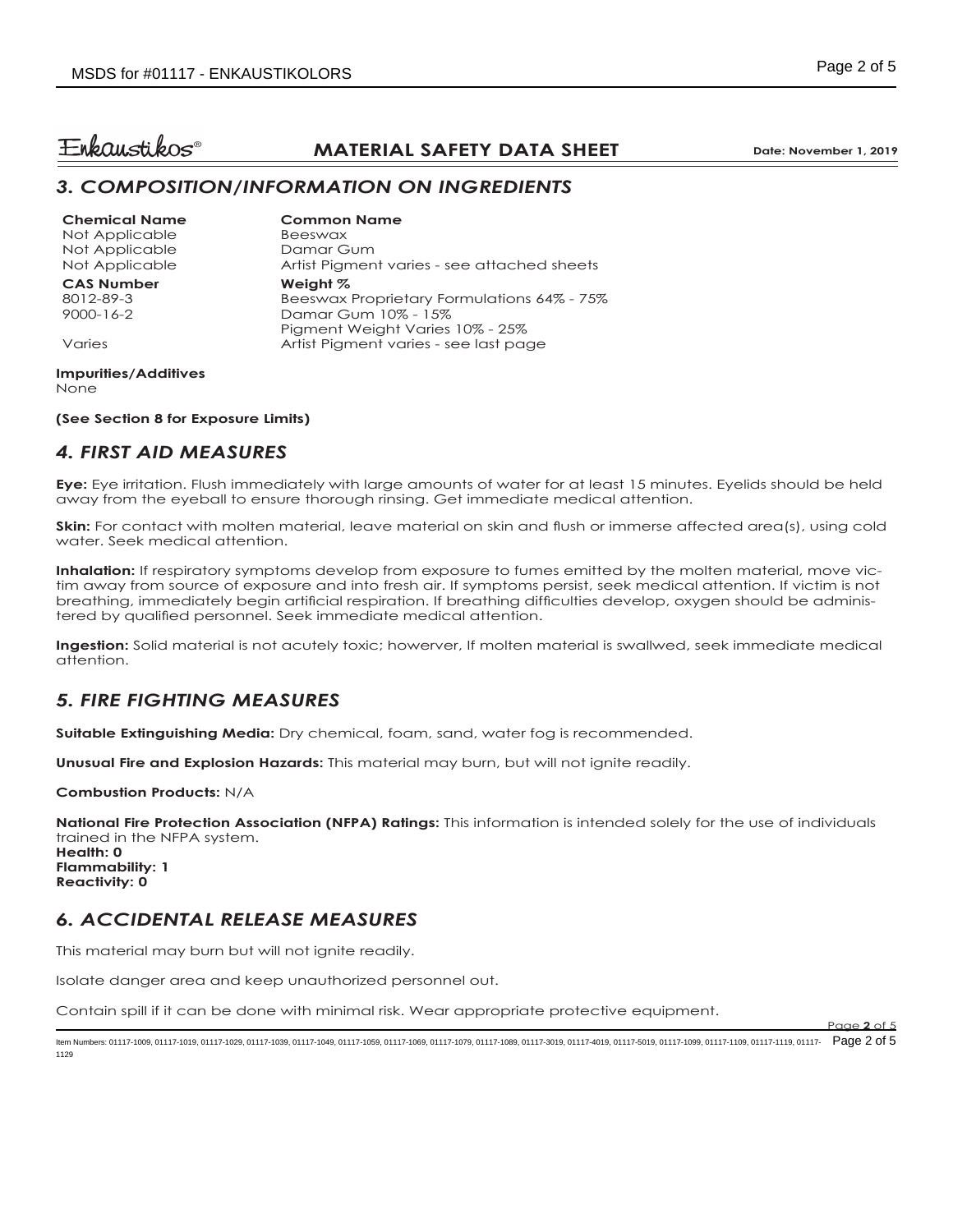**Enkaustikos®** **MATERIAL SAFETY DATA SHEET** **Date: November 1, 2019**

## *3. COMPOSITION/INFORMATION ON INGREDIENTS*

| **Chemical Name** | **Common Name** |
|---|---|
| Not Applicable | Beeswax |
| Not Applicable | Damar Gum |
| Not Applicable | Artist Pigment varies - see attached sheets |
| **CAS Number** | **Weight %** |
| 8012-89-3 | Beeswax Proprietary Formulations 64% - 75% |
| 9000-16-2 | Damar Gum 10% - 15% |
| | Pigment Weight Varies 10% - 25% |
| Varies | Artist Pigment varies - see last page |

**Impurities/Additives**
None

**(See Section 8 for Exposure Limits)**

## *4. FIRST AID MEASURES*

**Eye:** Eye irritation. Flush immediately with large amounts of water for at least 15 minutes. Eyelids should be held away from the eyeball to ensure thorough rinsing. Get immediate medical attention.

**Skin:** For contact with molten material, leave material on skin and flush or immerse affected area(s), using cold water. Seek medical attention.

**Inhalation:** If respiratory symptoms develop from exposure to fumes emitted by the molten material, move victim away from source of exposure and into fresh air. If symptoms persist, seek medical attention. If victim is not breathing, immediately begin artificial respiration. If breathing difficulties develop, oxygen should be administered by qualified personnel. Seek immediate medical attention.

**Ingestion:** Solid material is not acutely toxic; howerver, If molten material is swallwed, seek immediate medical attention.

## *5. FIRE FIGHTING MEASURES*

**Suitable Extinguishing Media:** Dry chemical, foam, sand, water fog is recommended.

**Unusual Fire and Explosion Hazards:** This material may burn, but will not ignite readily.

**Combustion Products:** N/A

**National Fire Protection Association (NFPA) Ratings:** This information is intended solely for the use of individuals trained in the NFPA system.
**Health: 0**
**Flammability: 1**
**Reactivity: 0**

## *6. ACCIDENTAL RELEASE MEASURES*

This material may burn but will not ignite readily.

Isolate danger area and keep unauthorized personnel out.

Contain spill if it can be done with minimal risk. Wear appropriate protective equipment.

Item Numbers: 01117-1009, 01117-1019, 01117-1029, 01117-1039, 01117-1049, 01117-1059, 01117-1069, 01117-1079, 01117-1089, 01117-3019, 01117-4019, 01117-5019, 01117-1099, 01117-1109, 01117-1119, 01117-1129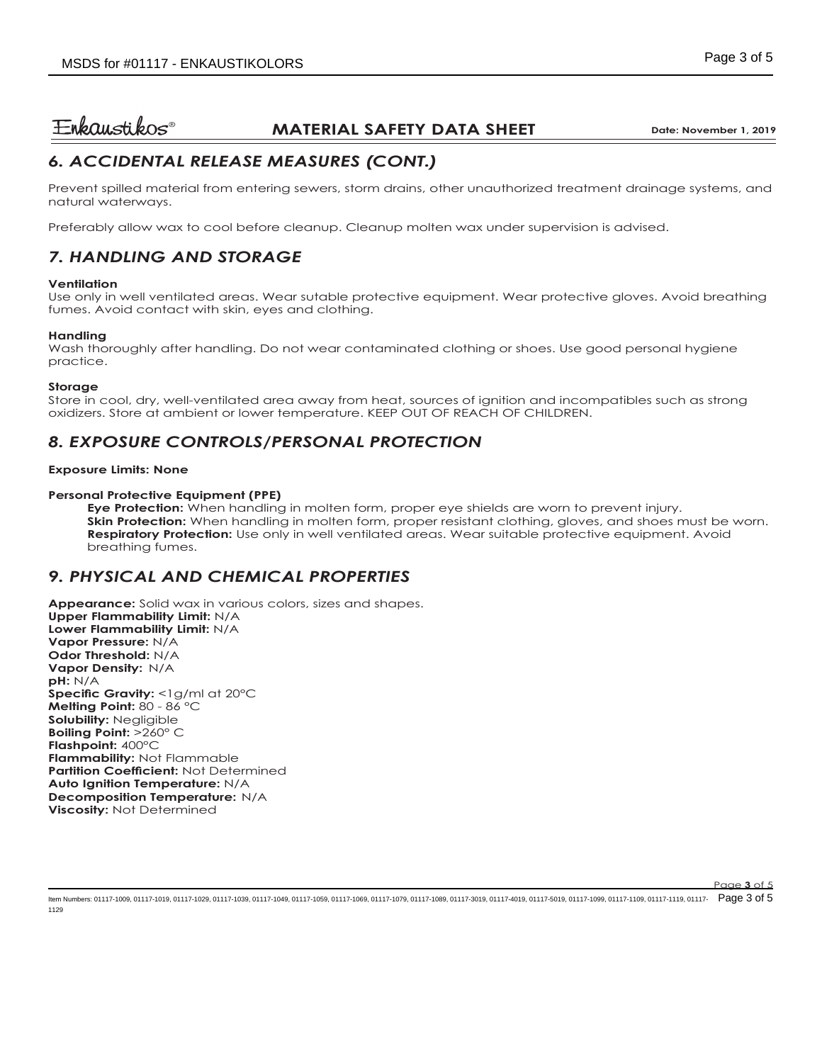## 6. ACCIDENTAL RELEASE MEASURES (CONT.)

Prevent spilled material from entering sewers, storm drains, other unauthorized treatment drainage systems, and natural waterways.

Preferably allow wax to cool before cleanup. Cleanup molten wax under supervision is advised.

## 7. HANDLING AND STORAGE

**Ventilation**
Use only in well ventilated areas. Wear sutable protective equipment. Wear protective gloves. Avoid breathing fumes. Avoid contact with skin, eyes and clothing.

**Handling**
Wash thoroughly after handling. Do not wear contaminated clothing or shoes. Use good personal hygiene practice.

**Storage**
Store in cool, dry, well-ventilated area away from heat, sources of ignition and incompatibles such as strong oxidizers. Store at ambient or lower temperature. KEEP OUT OF REACH OF CHILDREN.

## 8. EXPOSURE CONTROLS/PERSONAL PROTECTION

**Exposure Limits: None**

**Personal Protective Equipment (PPE)**

- **Eye Protection:** When handling in molten form, proper eye shields are worn to prevent injury.
- **Skin Protection:** When handling in molten form, proper resistant clothing, gloves, and shoes must be worn.
- **Respiratory Protection:** Use only in well ventilated areas. Wear suitable protective equipment. Avoid breathing fumes.

## 9. PHYSICAL AND CHEMICAL PROPERTIES

**Appearance:** Solid wax in various colors, sizes and shapes.
**Upper Flammability Limit:** N/A
**Lower Flammability Limit:** N/A
**Vapor Pressure:** N/A
**Odor Threshold:** N/A
**Vapor Density:** N/A
**pH:** N/A
**Specific Gravity:** <1g/ml at 20°C
**Melting Point:** 80 - 86 °C
**Solubility:** Negligible
**Boiling Point:** >260° C
**Flashpoint:** 400°C
**Flammability:** Not Flammable
**Partition Coefficient:** Not Determined
**Auto Ignition Temperature:** N/A
**Decomposition Temperature:** N/A
**Viscosity:** Not Determined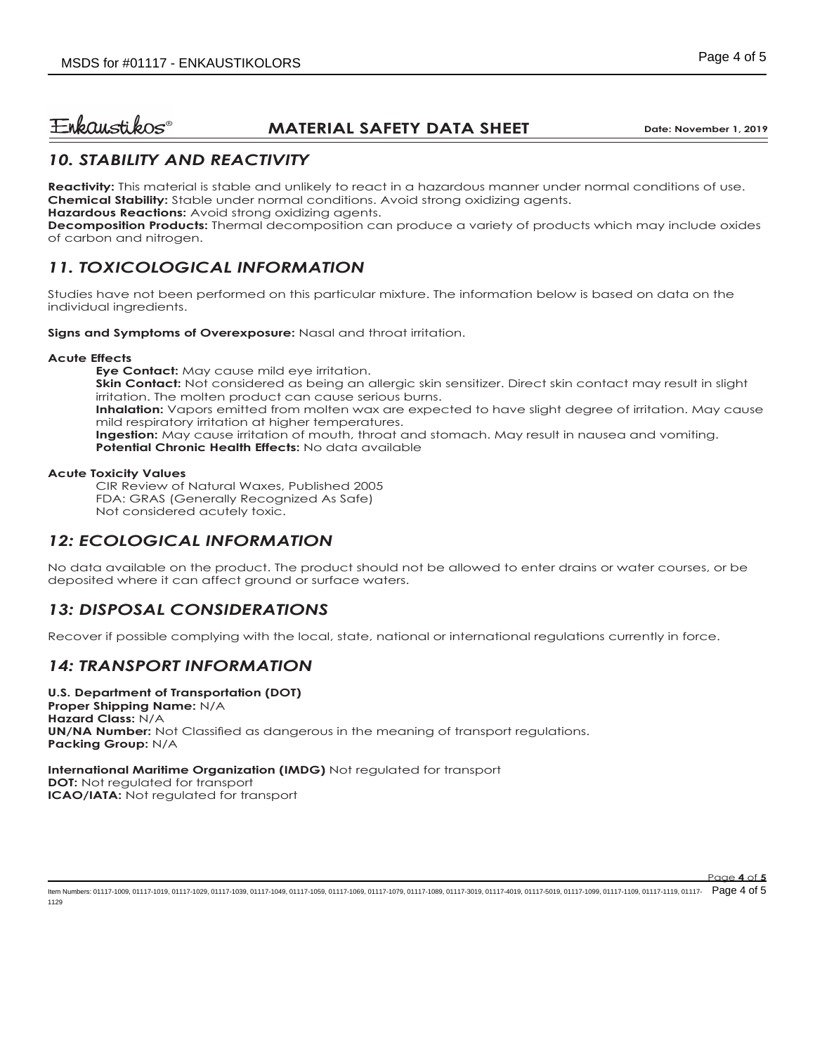## 10. STABILITY AND REACTIVITY

**Reactivity:** This material is stable and unlikely to react in a hazardous manner under normal conditions of use.
**Chemical Stability:** Stable under normal conditions. Avoid strong oxidizing agents.
**Hazardous Reactions:** Avoid strong oxidizing agents.
**Decomposition Products:** Thermal decomposition can produce a variety of products which may include oxides of carbon and nitrogen.

## 11. TOXICOLOGICAL INFORMATION

Studies have not been performed on this particular mixture. The information below is based on data on the individual ingredients.

**Signs and Symptoms of Overexposure:** Nasal and throat irritation.

**Acute Effects**

- **Eye Contact:** May cause mild eye irritation.
- **Skin Contact:** Not considered as being an allergic skin sensitizer. Direct skin contact may result in slight irritation. The molten product can cause serious burns.
- **Inhalation:** Vapors emitted from molten wax are expected to have slight degree of irritation. May cause mild respiratory irritation at higher temperatures.
- **Ingestion:** May cause irritation of mouth, throat and stomach. May result in nausea and vomiting.
- **Potential Chronic Health Effects:** No data available

**Acute Toxicity Values**

CIR Review of Natural Waxes, Published 2005
FDA: GRAS (Generally Recognized As Safe)
Not considered acutely toxic.

## 12: ECOLOGICAL INFORMATION

No data available on the product. The product should not be allowed to enter drains or water courses, or be deposited where it can affect ground or surface waters.

## 13: DISPOSAL CONSIDERATIONS

Recover if possible complying with the local, state, national or international regulations currently in force.

## 14: TRANSPORT INFORMATION

**U.S. Department of Transportation (DOT)**
**Proper Shipping Name:** N/A
**Hazard Class:** N/A
**UN/NA Number:** Not Classified as dangerous in the meaning of transport regulations.
**Packing Group:** N/A

**International Maritime Organization (IMDG)** Not regulated for transport
**DOT:** Not regulated for transport
**ICAO/IATA:** Not regulated for transport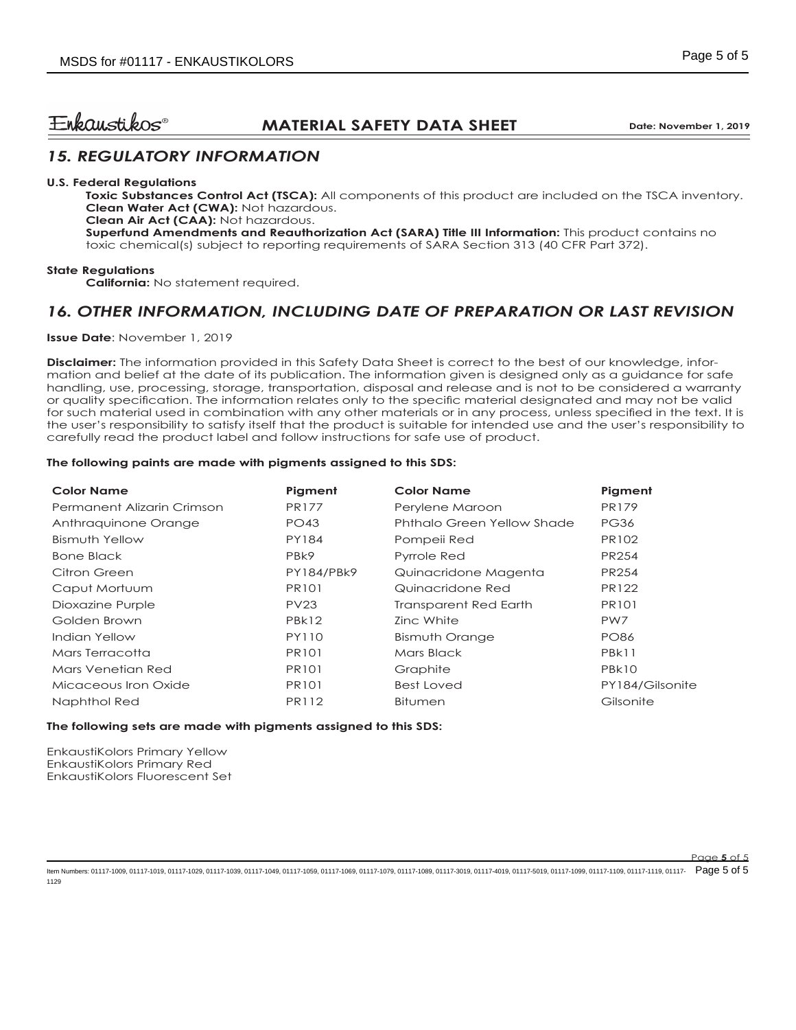Enkaustikos®

**MATERIAL SAFETY DATA SHEET**

**Date: November 1, 2019**

## *15. REGULATORY INFORMATION*

**U.S. Federal Regulations**

**Toxic Substances Control Act (TSCA):** All components of this product are included on the TSCA inventory.
**Clean Water Act (CWA):** Not hazardous.
**Clean Air Act (CAA):** Not hazardous.
**Superfund Amendments and Reauthorization Act (SARA) Title III Information:** This product contains no toxic chemical(s) subject to reporting requirements of SARA Section 313 (40 CFR Part 372).

**State Regulations**

**California:** No statement required.

## *16. OTHER INFORMATION, INCLUDING DATE OF PREPARATION OR LAST REVISION*

**Issue Date**: November 1, 2019

**Disclaimer:** The information provided in this Safety Data Sheet is correct to the best of our knowledge, information and belief at the date of its publication. The information given is designed only as a guidance for safe handling, use, processing, storage, transportation, disposal and release and is not to be considered a warranty or quality specification. The information relates only to the specific material designated and may not be valid for such material used in combination with any other materials or in any process, unless specified in the text. It is the user's responsibility to satisfy itself that the product is suitable for intended use and the user's responsibility to carefully read the product label and follow instructions for safe use of product.

**The following paints are made with pigments assigned to this SDS:**

| Color Name | Pigment | Color Name | Pigment |
|---|---|---|---|
| Permanent Alizarin Crimson | PR177 | Perylene Maroon | PR179 |
| Anthraquinone Orange | PO43 | Phthalo Green Yellow Shade | PG36 |
| Bismuth Yellow | PY184 | Pompeii Red | PR102 |
| Bone Black | PBk9 | Pyrrole Red | PR254 |
| Citron Green | PY184/PBk9 | Quinacridone Magenta | PR254 |
| Caput Mortuum | PR101 | Quinacridone Red | PR122 |
| Dioxazine Purple | PV23 | Transparent Red Earth | PR101 |
| Golden Brown | PBk12 | Zinc White | PW7 |
| Indian Yellow | PY110 | Bismuth Orange | PO86 |
| Mars Terracotta | PR101 | Mars Black | PBk11 |
| Mars Venetian Red | PR101 | Graphite | PBk10 |
| Micaceous Iron Oxide | PR101 | Best Loved | PY184/Gilsonite |
| Naphthol Red | PR112 | Bitumen | Gilsonite |

**The following sets are made with pigments assigned to this SDS:**

EnkaustiKolors Primary Yellow
EnkaustiKolors Primary Red
EnkaustiKolors Fluorescent Set

Item Numbers: 01117-1009, 01117-1019, 01117-1029, 01117-1039, 01117-1049, 01117-1059, 01117-1069, 01117-1079, 01117-1089, 01117-3019, 01117-4019, 01117-5019, 01117-1099, 01117-1109, 01117-1119, 01117-1129